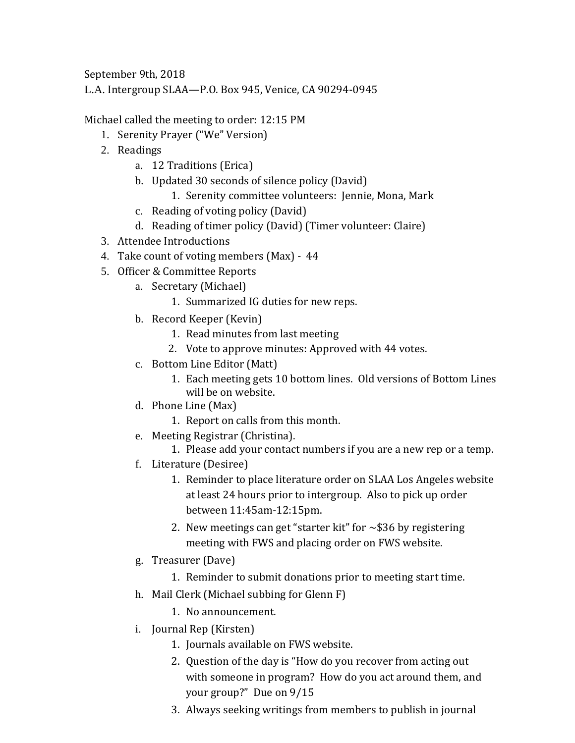September 9th, 2018
L.A. Intergroup SLAA—P.O. Box 945, Venice, CA 90294-0945

Michael called the meeting to order: 12:15 PM

1. Serenity Prayer ("We" Version)
2. Readings
    a. 12 Traditions (Erica)
    b. Updated 30 seconds of silence policy (David)
        1. Serenity committee volunteers: Jennie, Mona, Mark
    c. Reading of voting policy (David)
    d. Reading of timer policy (David) (Timer volunteer: Claire)
3. Attendee Introductions
4. Take count of voting members (Max) - 44
5. Officer & Committee Reports
    a. Secretary (Michael)
        1. Summarized IG duties for new reps.
    b. Record Keeper (Kevin)
        1. Read minutes from last meeting
        2. Vote to approve minutes: Approved with 44 votes.
    c. Bottom Line Editor (Matt)
        1. Each meeting gets 10 bottom lines. Old versions of Bottom Lines will be on website.
    d. Phone Line (Max)
        1. Report on calls from this month.
    e. Meeting Registrar (Christina).
        1. Please add your contact numbers if you are a new rep or a temp.
    f. Literature (Desiree)
        1. Reminder to place literature order on SLAA Los Angeles website at least 24 hours prior to intergroup. Also to pick up order between 11:45am-12:15pm.
        2. New meetings can get "starter kit" for ~$36 by registering meeting with FWS and placing order on FWS website.
    g. Treasurer (Dave)
        1. Reminder to submit donations prior to meeting start time.
    h. Mail Clerk (Michael subbing for Glenn F)
        1. No announcement.
    i. Journal Rep (Kirsten)
        1. Journals available on FWS website.
        2. Question of the day is "How do you recover from acting out with someone in program? How do you act around them, and your group?" Due on 9/15
        3. Always seeking writings from members to publish in journal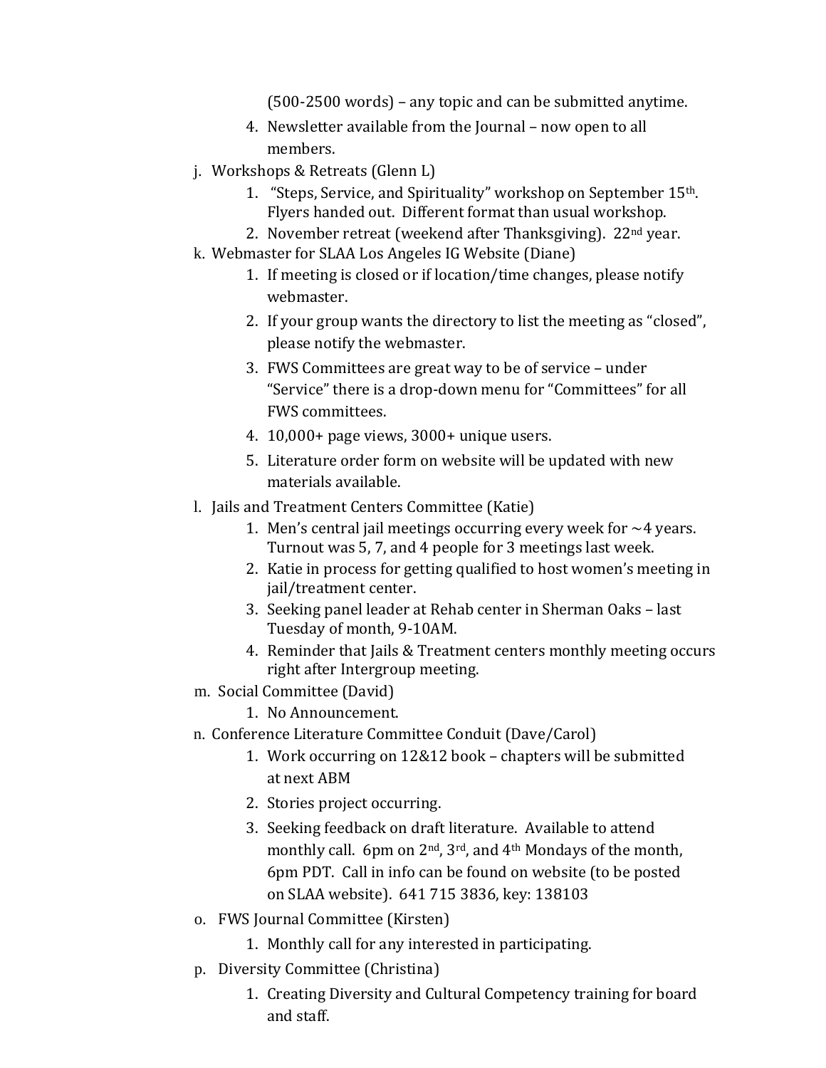(500-2500 words) – any topic and can be submitted anytime.

4. Newsletter available from the Journal – now open to all members.

j. Workshops & Retreats (Glenn L)
   1. "Steps, Service, and Spirituality" workshop on September 15th. Flyers handed out. Different format than usual workshop.
   2. November retreat (weekend after Thanksgiving). 22nd year.

k. Webmaster for SLAA Los Angeles IG Website (Diane)
   1. If meeting is closed or if location/time changes, please notify webmaster.
   2. If your group wants the directory to list the meeting as "closed", please notify the webmaster.
   3. FWS Committees are great way to be of service – under "Service" there is a drop-down menu for "Committees" for all FWS committees.
   4. 10,000+ page views, 3000+ unique users.
   5. Literature order form on website will be updated with new materials available.

l. Jails and Treatment Centers Committee (Katie)
   1. Men's central jail meetings occurring every week for ~4 years. Turnout was 5, 7, and 4 people for 3 meetings last week.
   2. Katie in process for getting qualified to host women's meeting in jail/treatment center.
   3. Seeking panel leader at Rehab center in Sherman Oaks – last Tuesday of month, 9-10AM.
   4. Reminder that Jails & Treatment centers monthly meeting occurs right after Intergroup meeting.

m. Social Committee (David)
   1. No Announcement.

n. Conference Literature Committee Conduit (Dave/Carol)
   1. Work occurring on 12&12 book – chapters will be submitted at next ABM
   2. Stories project occurring.
   3. Seeking feedback on draft literature. Available to attend monthly call. 6pm on 2nd, 3rd, and 4th Mondays of the month, 6pm PDT. Call in info can be found on website (to be posted on SLAA website). 641 715 3836, key: 138103

o. FWS Journal Committee (Kirsten)
   1. Monthly call for any interested in participating.

p. Diversity Committee (Christina)
   1. Creating Diversity and Cultural Competency training for board and staff.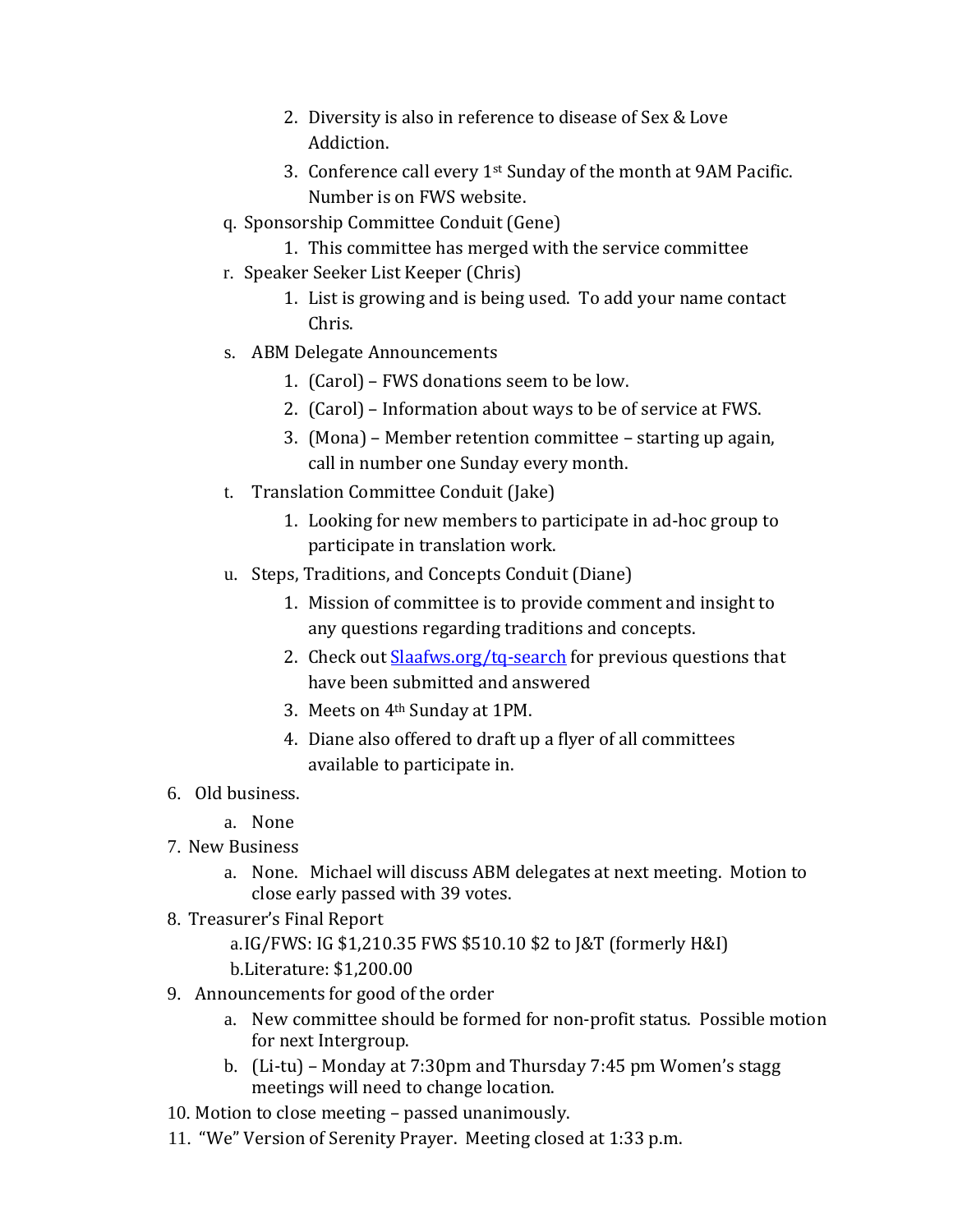2. Diversity is also in reference to disease of Sex & Love Addiction.
3. Conference call every 1st Sunday of the month at 9AM Pacific. Number is on FWS website.

q. Sponsorship Committee Conduit (Gene)

1. This committee has merged with the service committee

r. Speaker Seeker List Keeper (Chris)

1. List is growing and is being used. To add your name contact Chris.

s. ABM Delegate Announcements

1. (Carol) – FWS donations seem to be low.
2. (Carol) – Information about ways to be of service at FWS.
3. (Mona) – Member retention committee – starting up again, call in number one Sunday every month.

t. Translation Committee Conduit (Jake)

1. Looking for new members to participate in ad-hoc group to participate in translation work.

u. Steps, Traditions, and Concepts Conduit (Diane)

1. Mission of committee is to provide comment and insight to any questions regarding traditions and concepts.
2. Check out [Slaafws.org/tq-search](Slaafws.org/tq-search) for previous questions that have been submitted and answered
3. Meets on 4th Sunday at 1PM.
4. Diane also offered to draft up a flyer of all committees available to participate in.

6. Old business.
   a. None
7. New Business
   a. None. Michael will discuss ABM delegates at next meeting. Motion to close early passed with 39 votes.
8. Treasurer's Final Report
   a. IG/FWS: IG $1,210.35 FWS $510.10 $2 to J&T (formerly H&I)
   b. Literature: $1,200.00
9. Announcements for good of the order
   a. New committee should be formed for non-profit status. Possible motion for next Intergroup.
   b. (Li-tu) – Monday at 7:30pm and Thursday 7:45 pm Women's stagg meetings will need to change location.
10. Motion to close meeting – passed unanimously.
11. "We" Version of Serenity Prayer. Meeting closed at 1:33 p.m.